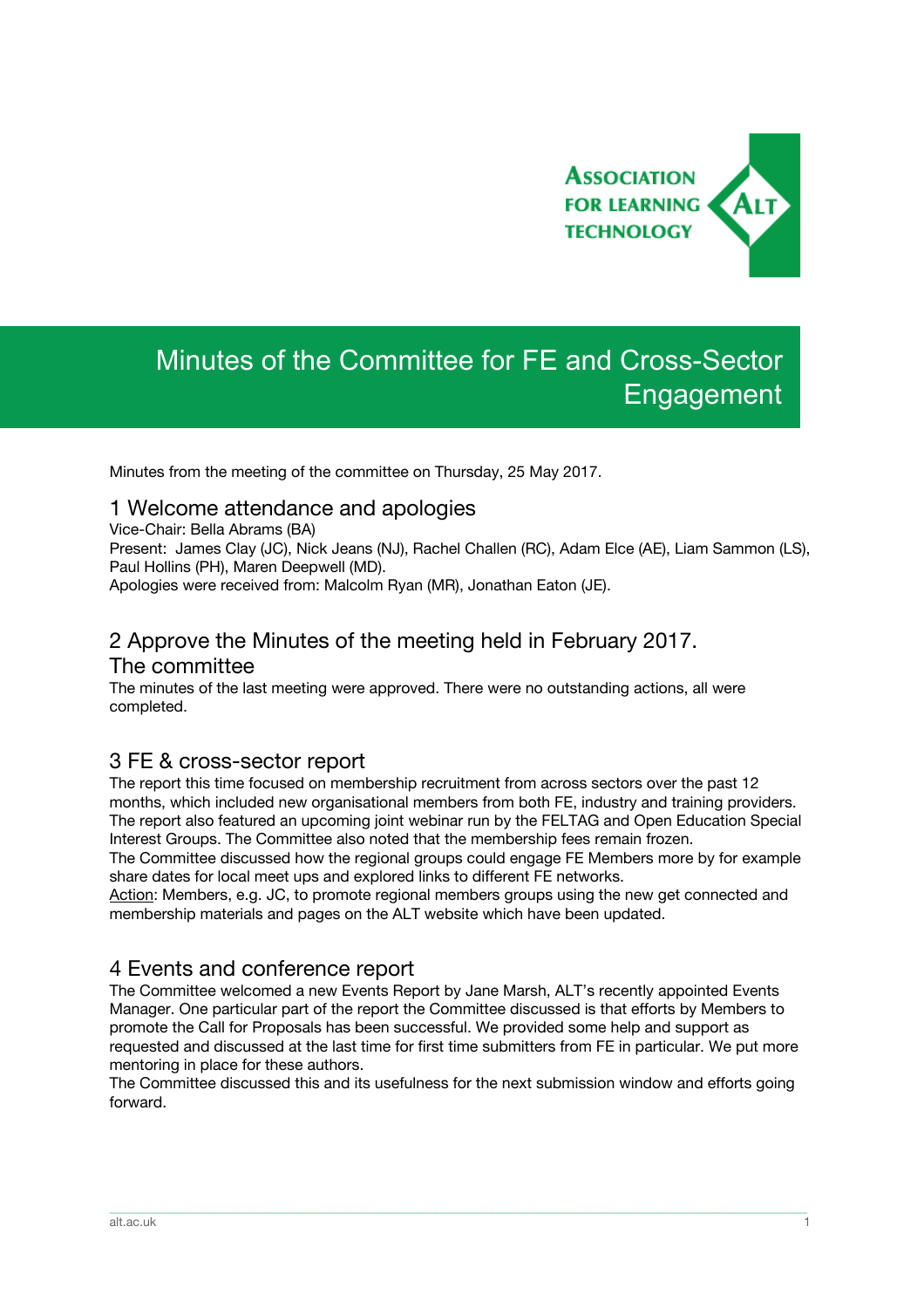# Minutes of the Committee for FE and Cross-Sector Engagement

Minutes from the meeting of the committee on Thursday, 25 May 2017.

## 1 Welcome attendance and apologies

Vice-Chair: Bella Abrams (BA)
Present: James Clay (JC), Nick Jeans (NJ), Rachel Challen (RC), Adam Elce (AE), Liam Sammon (LS), Paul Hollins (PH), Maren Deepwell (MD).
Apologies were received from: Malcolm Ryan (MR), Jonathan Eaton (JE).

## 2 Approve the Minutes of the meeting held in February 2017. The committee

The minutes of the last meeting were approved. There were no outstanding actions, all were completed.

## 3 FE & cross-sector report

The report this time focused on membership recruitment from across sectors over the past 12 months, which included new organisational members from both FE, industry and training providers. The report also featured an upcoming joint webinar run by the FELTAG and Open Education Special Interest Groups. The Committee also noted that the membership fees remain frozen.
The Committee discussed how the regional groups could engage FE Members more by for example share dates for local meet ups and explored links to different FE networks.
Action: Members, e.g. JC, to promote regional members groups using the new get connected and membership materials and pages on the ALT website which have been updated.

## 4 Events and conference report

The Committee welcomed a new Events Report by Jane Marsh, ALT's recently appointed Events Manager. One particular part of the report the Committee discussed is that efforts by Members to promote the Call for Proposals has been successful. We provided some help and support as requested and discussed at the last time for first time submitters from FE in particular. We put more mentoring in place for these authors.
The Committee discussed this and its usefulness for the next submission window and efforts going forward.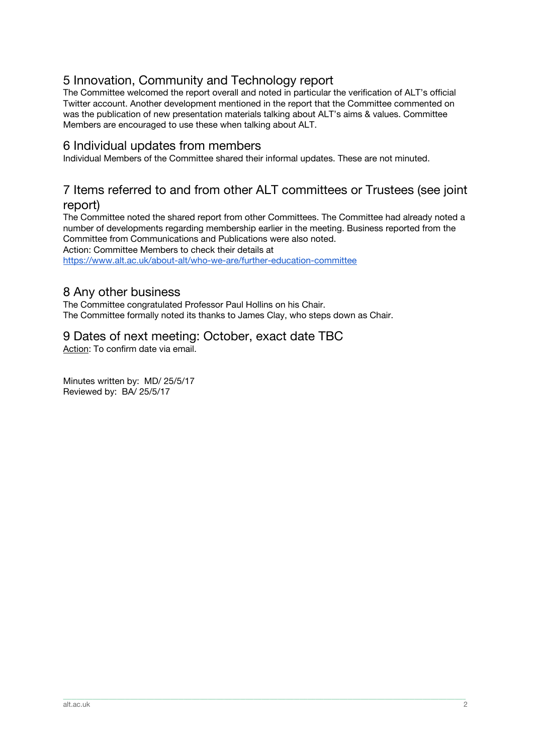## 5 Innovation, Community and Technology report

The Committee welcomed the report overall and noted in particular the verification of ALT's official Twitter account. Another development mentioned in the report that the Committee commented on was the publication of new presentation materials talking about ALT's aims & values. Committee Members are encouraged to use these when talking about ALT.

## 6 Individual updates from members

Individual Members of the Committee shared their informal updates. These are not minuted.

## 7 Items referred to and from other ALT committees or Trustees (see joint report)

The Committee noted the shared report from other Committees. The Committee had already noted a number of developments regarding membership earlier in the meeting. Business reported from the Committee from Communications and Publications were also noted.
Action: Committee Members to check their details at
https://www.alt.ac.uk/about-alt/who-we-are/further-education-committee

## 8 Any other business

The Committee congratulated Professor Paul Hollins on his Chair.
The Committee formally noted its thanks to James Clay, who steps down as Chair.

## 9 Dates of next meeting: October, exact date TBC

Action: To confirm date via email.

Minutes written by: MD/ 25/5/17
Reviewed by: BA/ 25/5/17